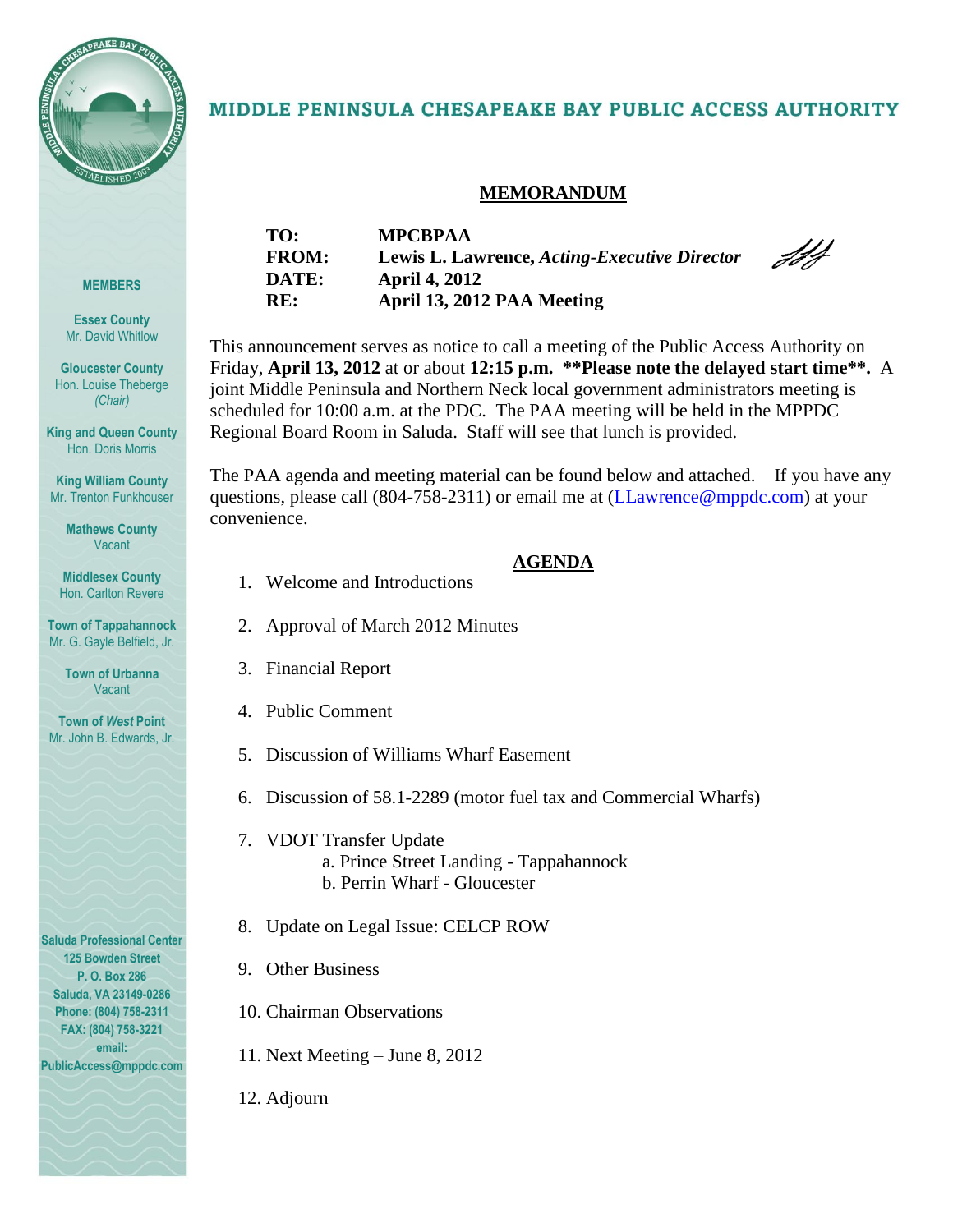# MIDDLE PENINSULA CHESAPEAKE BAY PUBLIC ACCESS AUTHORITY

**MEMBERS**

**Essex County**
Mr. David Whitlow

**Gloucester County**
Hon. Louise Theberge
*(Chair)*

**King and Queen County**
Hon. Doris Morris

**King William County**
Mr. Trenton Funkhouser

**Mathews County**
Vacant

**Middlesex County**
Hon. Carlton Revere

**Town of Tappahannock**
Mr. G. Gayle Belfield, Jr.

**Town of Urbanna**
Vacant

**Town of West Point**
Mr. John B. Edwards, Jr.

**Saluda Professional Center**
**125 Bowden Street**
**P. O. Box 286**
**Saluda, VA 23149-0286**
**Phone: (804) 758-2311**
**FAX: (804) 758-3221**
**email:**
**PublicAccess@mppdc.com**

## MEMORANDUM

**TO:** **MPCBPAA**
**FROM:** **Lewis L. Lawrence, *Acting-Executive Director***
**DATE:** **April 4, 2012**
**RE:** **April 13, 2012 PAA Meeting**

This announcement serves as notice to call a meeting of the Public Access Authority on Friday, **April 13, 2012** at or about **12:15 p.m.** **\*\*Please note the delayed start time\*\*.** A joint Middle Peninsula and Northern Neck local government administrators meeting is scheduled for 10:00 a.m. at the PDC. The PAA meeting will be held in the MPPDC Regional Board Room in Saluda. Staff will see that lunch is provided.

The PAA agenda and meeting material can be found below and attached. If you have any questions, please call (804-758-2311) or email me at (LLawrence@mppdc.com) at your convenience.

## AGENDA

1. Welcome and Introductions
2. Approval of March 2012 Minutes
3. Financial Report
4. Public Comment
5. Discussion of Williams Wharf Easement
6. Discussion of 58.1-2289 (motor fuel tax and Commercial Wharfs)
7. VDOT Transfer Update
   a. Prince Street Landing - Tappahannock
   b. Perrin Wharf - Gloucester
8. Update on Legal Issue: CELCP ROW
9. Other Business
10. Chairman Observations
11. Next Meeting – June 8, 2012
12. Adjourn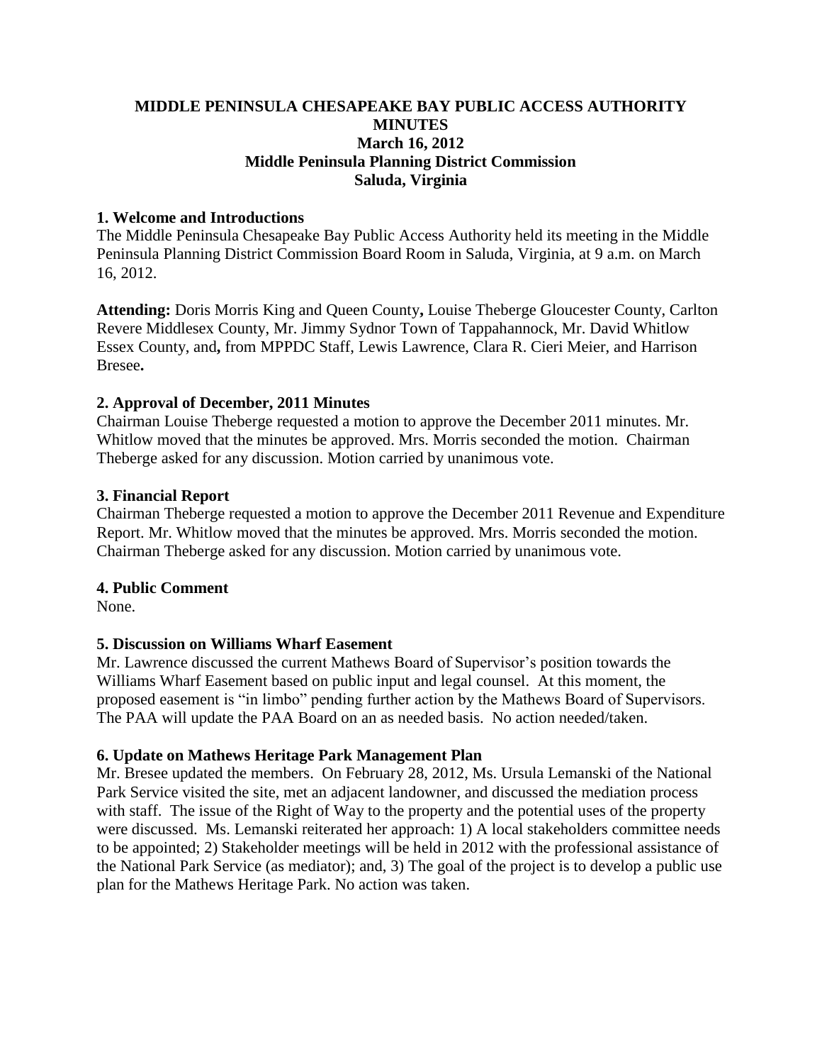# MIDDLE PENINSULA CHESAPEAKE BAY PUBLIC ACCESS AUTHORITY
## MINUTES
### March 16, 2012
### Middle Peninsula Planning District Commission
### Saluda, Virginia

### 1. Welcome and Introductions

The Middle Peninsula Chesapeake Bay Public Access Authority held its meeting in the Middle Peninsula Planning District Commission Board Room in Saluda, Virginia, at 9 a.m. on March 16, 2012.

**Attending:** Doris Morris King and Queen County**,** Louise Theberge Gloucester County, Carlton Revere Middlesex County, Mr. Jimmy Sydnor Town of Tappahannock, Mr. David Whitlow Essex County, and**,** from MPPDC Staff, Lewis Lawrence, Clara R. Cieri Meier, and Harrison Bresee**.**

### 2. Approval of December, 2011 Minutes

Chairman Louise Theberge requested a motion to approve the December 2011 minutes. Mr. Whitlow moved that the minutes be approved. Mrs. Morris seconded the motion. Chairman Theberge asked for any discussion. Motion carried by unanimous vote.

### 3. Financial Report

Chairman Theberge requested a motion to approve the December 2011 Revenue and Expenditure Report. Mr. Whitlow moved that the minutes be approved. Mrs. Morris seconded the motion. Chairman Theberge asked for any discussion. Motion carried by unanimous vote.

### 4. Public Comment

None.

### 5. Discussion on Williams Wharf Easement

Mr. Lawrence discussed the current Mathews Board of Supervisor's position towards the Williams Wharf Easement based on public input and legal counsel. At this moment, the proposed easement is "in limbo" pending further action by the Mathews Board of Supervisors. The PAA will update the PAA Board on an as needed basis. No action needed/taken.

### 6. Update on Mathews Heritage Park Management Plan

Mr. Bresee updated the members. On February 28, 2012, Ms. Ursula Lemanski of the National Park Service visited the site, met an adjacent landowner, and discussed the mediation process with staff. The issue of the Right of Way to the property and the potential uses of the property were discussed. Ms. Lemanski reiterated her approach: 1) A local stakeholders committee needs to be appointed; 2) Stakeholder meetings will be held in 2012 with the professional assistance of the National Park Service (as mediator); and, 3) The goal of the project is to develop a public use plan for the Mathews Heritage Park. No action was taken.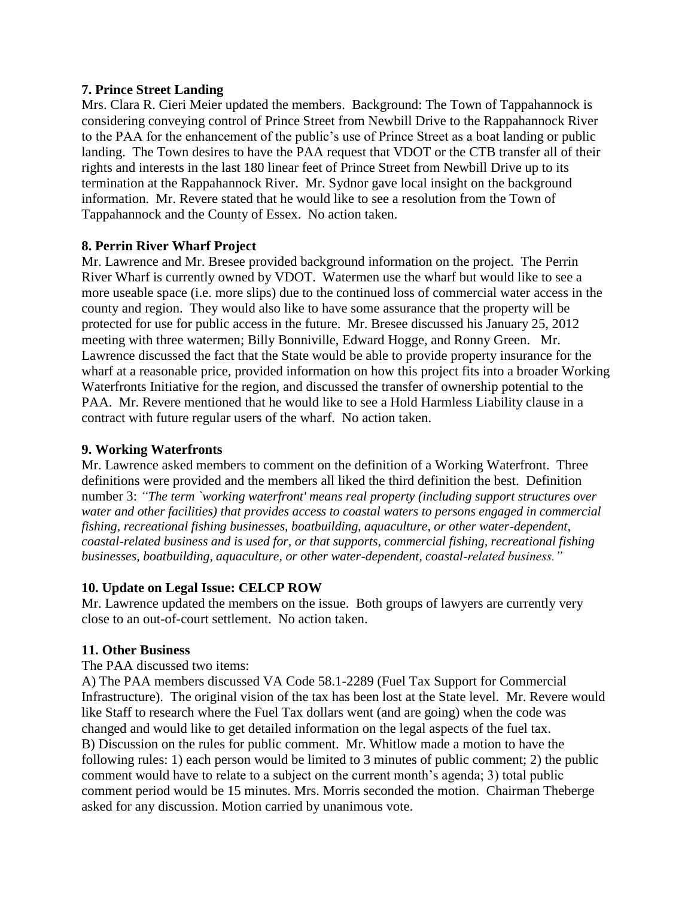**7. Prince Street Landing**

Mrs. Clara R. Cieri Meier updated the members. Background: The Town of Tappahannock is considering conveying control of Prince Street from Newbill Drive to the Rappahannock River to the PAA for the enhancement of the public's use of Prince Street as a boat landing or public landing. The Town desires to have the PAA request that VDOT or the CTB transfer all of their rights and interests in the last 180 linear feet of Prince Street from Newbill Drive up to its termination at the Rappahannock River. Mr. Sydnor gave local insight on the background information. Mr. Revere stated that he would like to see a resolution from the Town of Tappahannock and the County of Essex. No action taken.

**8. Perrin River Wharf Project**

Mr. Lawrence and Mr. Bresee provided background information on the project. The Perrin River Wharf is currently owned by VDOT. Watermen use the wharf but would like to see a more useable space (i.e. more slips) due to the continued loss of commercial water access in the county and region. They would also like to have some assurance that the property will be protected for use for public access in the future. Mr. Bresee discussed his January 25, 2012 meeting with three watermen; Billy Bonniville, Edward Hogge, and Ronny Green. Mr. Lawrence discussed the fact that the State would be able to provide property insurance for the wharf at a reasonable price, provided information on how this project fits into a broader Working Waterfronts Initiative for the region, and discussed the transfer of ownership potential to the PAA. Mr. Revere mentioned that he would like to see a Hold Harmless Liability clause in a contract with future regular users of the wharf. No action taken.

**9. Working Waterfronts**

Mr. Lawrence asked members to comment on the definition of a Working Waterfront. Three definitions were provided and the members all liked the third definition the best. Definition number 3: *"The term `working waterfront' means real property (including support structures over water and other facilities) that provides access to coastal waters to persons engaged in commercial fishing, recreational fishing businesses, boatbuilding, aquaculture, or other water-dependent, coastal-related business and is used for, or that supports, commercial fishing, recreational fishing businesses, boatbuilding, aquaculture, or other water-dependent, coastal-related business."*

**10. Update on Legal Issue: CELCP ROW**

Mr. Lawrence updated the members on the issue. Both groups of lawyers are currently very close to an out-of-court settlement. No action taken.

**11. Other Business**

The PAA discussed two items:

A) The PAA members discussed VA Code 58.1-2289 (Fuel Tax Support for Commercial Infrastructure). The original vision of the tax has been lost at the State level. Mr. Revere would like Staff to research where the Fuel Tax dollars went (and are going) when the code was changed and would like to get detailed information on the legal aspects of the fuel tax.

B) Discussion on the rules for public comment. Mr. Whitlow made a motion to have the following rules: 1) each person would be limited to 3 minutes of public comment; 2) the public comment would have to relate to a subject on the current month's agenda; 3) total public comment period would be 15 minutes. Mrs. Morris seconded the motion. Chairman Theberge asked for any discussion. Motion carried by unanimous vote.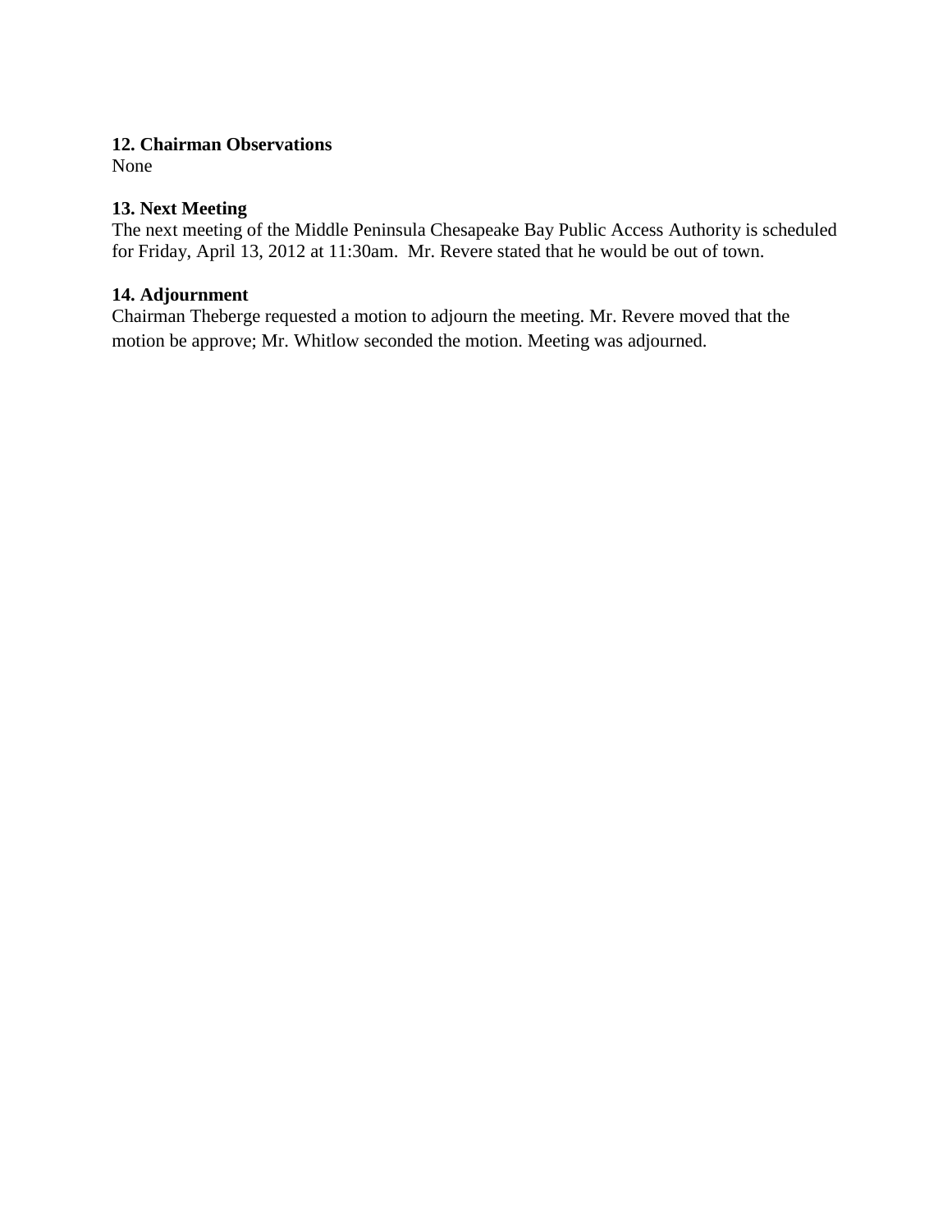**12. Chairman Observations**
None

**13. Next Meeting**
The next meeting of the Middle Peninsula Chesapeake Bay Public Access Authority is scheduled for Friday, April 13, 2012 at 11:30am. Mr. Revere stated that he would be out of town.

**14. Adjournment**
Chairman Theberge requested a motion to adjourn the meeting. Mr. Revere moved that the motion be approve; Mr. Whitlow seconded the motion. Meeting was adjourned.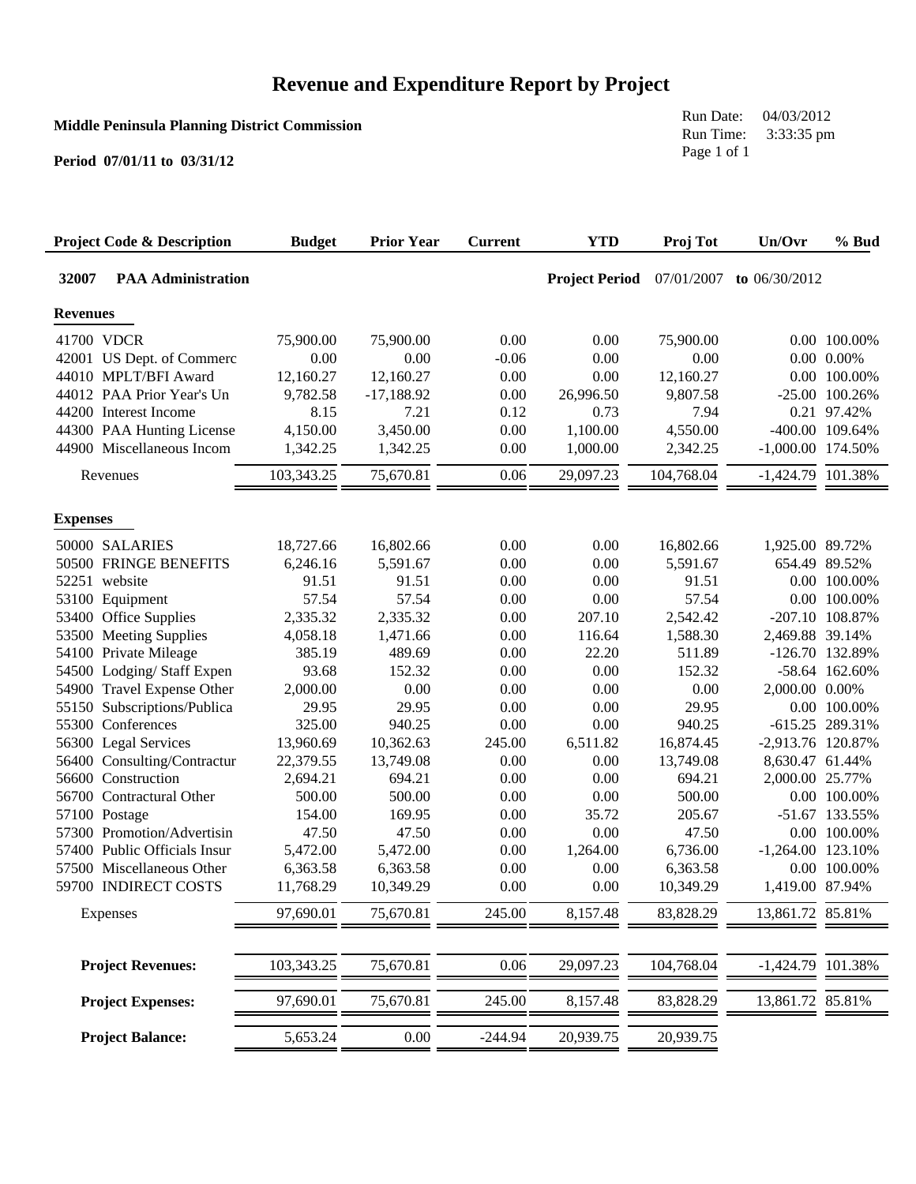# Revenue and Expenditure Report by Project

**Middle Peninsula Planning District Commission**

**Period 07/01/11 to 03/31/12**

Run Date: 04/03/2012
Run Time: 3:33:35 pm

| Project Code & Description | Budget | Prior Year | Current | YTD | Proj Tot | Un/Ovr | % Bud |
|---|---|---|---|---|---|---|---|
| **32007 PAA Administration** | | | | **Project Period** | 07/01/2007 | **to** 06/30/2012 | |
| **Revenues** | | | | | | | |
| 41700 VDCR | 75,900.00 | 75,900.00 | 0.00 | 0.00 | 75,900.00 | 0.00 | 100.00% |
| 42001 US Dept. of Commerc | 0.00 | 0.00 | -0.06 | 0.00 | 0.00 | 0.00 | 0.00% |
| 44010 MPLT/BFI Award | 12,160.27 | 12,160.27 | 0.00 | 0.00 | 12,160.27 | 0.00 | 100.00% |
| 44012 PAA Prior Year's Un | 9,782.58 | -17,188.92 | 0.00 | 26,996.50 | 9,807.58 | -25.00 | 100.26% |
| 44200 Interest Income | 8.15 | 7.21 | 0.12 | 0.73 | 7.94 | 0.21 | 97.42% |
| 44300 PAA Hunting License | 4,150.00 | 3,450.00 | 0.00 | 1,100.00 | 4,550.00 | -400.00 | 109.64% |
| 44900 Miscellaneous Incom | 1,342.25 | 1,342.25 | 0.00 | 1,000.00 | 2,342.25 | -1,000.00 | 174.50% |
| Revenues | 103,343.25 | 75,670.81 | 0.06 | 29,097.23 | 104,768.04 | -1,424.79 | 101.38% |
| **Expenses** | | | | | | | |
| 50000 SALARIES | 18,727.66 | 16,802.66 | 0.00 | 0.00 | 16,802.66 | 1,925.00 | 89.72% |
| 50500 FRINGE BENEFITS | 6,246.16 | 5,591.67 | 0.00 | 0.00 | 5,591.67 | 654.49 | 89.52% |
| 52251 website | 91.51 | 91.51 | 0.00 | 0.00 | 91.51 | 0.00 | 100.00% |
| 53100 Equipment | 57.54 | 57.54 | 0.00 | 0.00 | 57.54 | 0.00 | 100.00% |
| 53400 Office Supplies | 2,335.32 | 2,335.32 | 0.00 | 207.10 | 2,542.42 | -207.10 | 108.87% |
| 53500 Meeting Supplies | 4,058.18 | 1,471.66 | 0.00 | 116.64 | 1,588.30 | 2,469.88 | 39.14% |
| 54100 Private Mileage | 385.19 | 489.69 | 0.00 | 22.20 | 511.89 | -126.70 | 132.89% |
| 54500 Lodging/ Staff Expen | 93.68 | 152.32 | 0.00 | 0.00 | 152.32 | -58.64 | 162.60% |
| 54900 Travel Expense Other | 2,000.00 | 0.00 | 0.00 | 0.00 | 0.00 | 2,000.00 | 0.00% |
| 55150 Subscriptions/Publica | 29.95 | 29.95 | 0.00 | 0.00 | 29.95 | 0.00 | 100.00% |
| 55300 Conferences | 325.00 | 940.25 | 0.00 | 0.00 | 940.25 | -615.25 | 289.31% |
| 56300 Legal Services | 13,960.69 | 10,362.63 | 245.00 | 6,511.82 | 16,874.45 | -2,913.76 | 120.87% |
| 56400 Consulting/Contractur | 22,379.55 | 13,749.08 | 0.00 | 0.00 | 13,749.08 | 8,630.47 | 61.44% |
| 56600 Construction | 2,694.21 | 694.21 | 0.00 | 0.00 | 694.21 | 2,000.00 | 25.77% |
| 56700 Contractural Other | 500.00 | 500.00 | 0.00 | 0.00 | 500.00 | 0.00 | 100.00% |
| 57100 Postage | 154.00 | 169.95 | 0.00 | 35.72 | 205.67 | -51.67 | 133.55% |
| 57300 Promotion/Advertisin | 47.50 | 47.50 | 0.00 | 0.00 | 47.50 | 0.00 | 100.00% |
| 57400 Public Officials Insur | 5,472.00 | 5,472.00 | 0.00 | 1,264.00 | 6,736.00 | -1,264.00 | 123.10% |
| 57500 Miscellaneous Other | 6,363.58 | 6,363.58 | 0.00 | 0.00 | 6,363.58 | 0.00 | 100.00% |
| 59700 INDIRECT COSTS | 11,768.29 | 10,349.29 | 0.00 | 0.00 | 10,349.29 | 1,419.00 | 87.94% |
| Expenses | 97,690.01 | 75,670.81 | 245.00 | 8,157.48 | 83,828.29 | 13,861.72 | 85.81% |
| **Project Revenues:** | 103,343.25 | 75,670.81 | 0.06 | 29,097.23 | 104,768.04 | -1,424.79 | 101.38% |
| **Project Expenses:** | 97,690.01 | 75,670.81 | 245.00 | 8,157.48 | 83,828.29 | 13,861.72 | 85.81% |
| **Project Balance:** | 5,653.24 | 0.00 | -244.94 | 20,939.75 | 20,939.75 | | |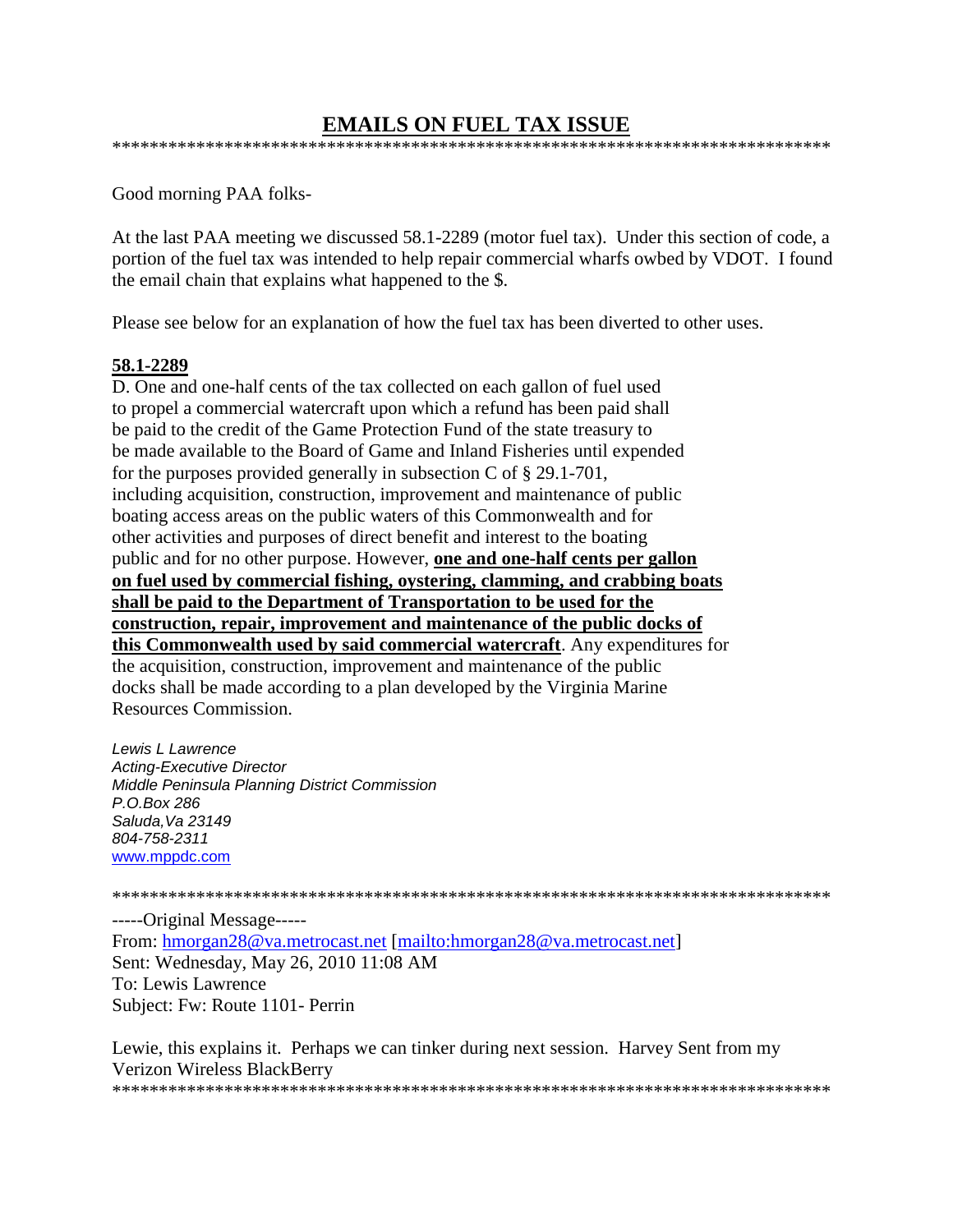# EMAILS ON FUEL TAX ISSUE

******************************************************************************

Good morning PAA folks-

At the last PAA meeting we discussed 58.1-2289 (motor fuel tax). Under this section of code, a portion of the fuel tax was intended to help repair commercial wharfs owbed by VDOT. I found the email chain that explains what happened to the $.

Please see below for an explanation of how the fuel tax has been diverted to other uses.

**58.1-2289**

D. One and one-half cents of the tax collected on each gallon of fuel used to propel a commercial watercraft upon which a refund has been paid shall be paid to the credit of the Game Protection Fund of the state treasury to be made available to the Board of Game and Inland Fisheries until expended for the purposes provided generally in subsection C of § 29.1-701, including acquisition, construction, improvement and maintenance of public boating access areas on the public waters of this Commonwealth and for other activities and purposes of direct benefit and interest to the boating public and for no other purpose. However, **one and one-half cents per gallon on fuel used by commercial fishing, oystering, clamming, and crabbing boats shall be paid to the Department of Transportation to be used for the construction, repair, improvement and maintenance of the public docks of this Commonwealth used by said commercial watercraft**. Any expenditures for the acquisition, construction, improvement and maintenance of the public docks shall be made according to a plan developed by the Virginia Marine Resources Commission.

*Lewis L Lawrence*
*Acting-Executive Director*
*Middle Peninsula Planning District Commission*
*P.O.Box 286*
*Saluda,Va 23149*
*804-758-2311*
www.mppdc.com

******************************************************************************

-----Original Message-----
From: hmorgan28@va.metrocast.net [mailto:hmorgan28@va.metrocast.net]
Sent: Wednesday, May 26, 2010 11:08 AM
To: Lewis Lawrence
Subject: Fw: Route 1101- Perrin

Lewie, this explains it. Perhaps we can tinker during next session. Harvey Sent from my Verizon Wireless BlackBerry

******************************************************************************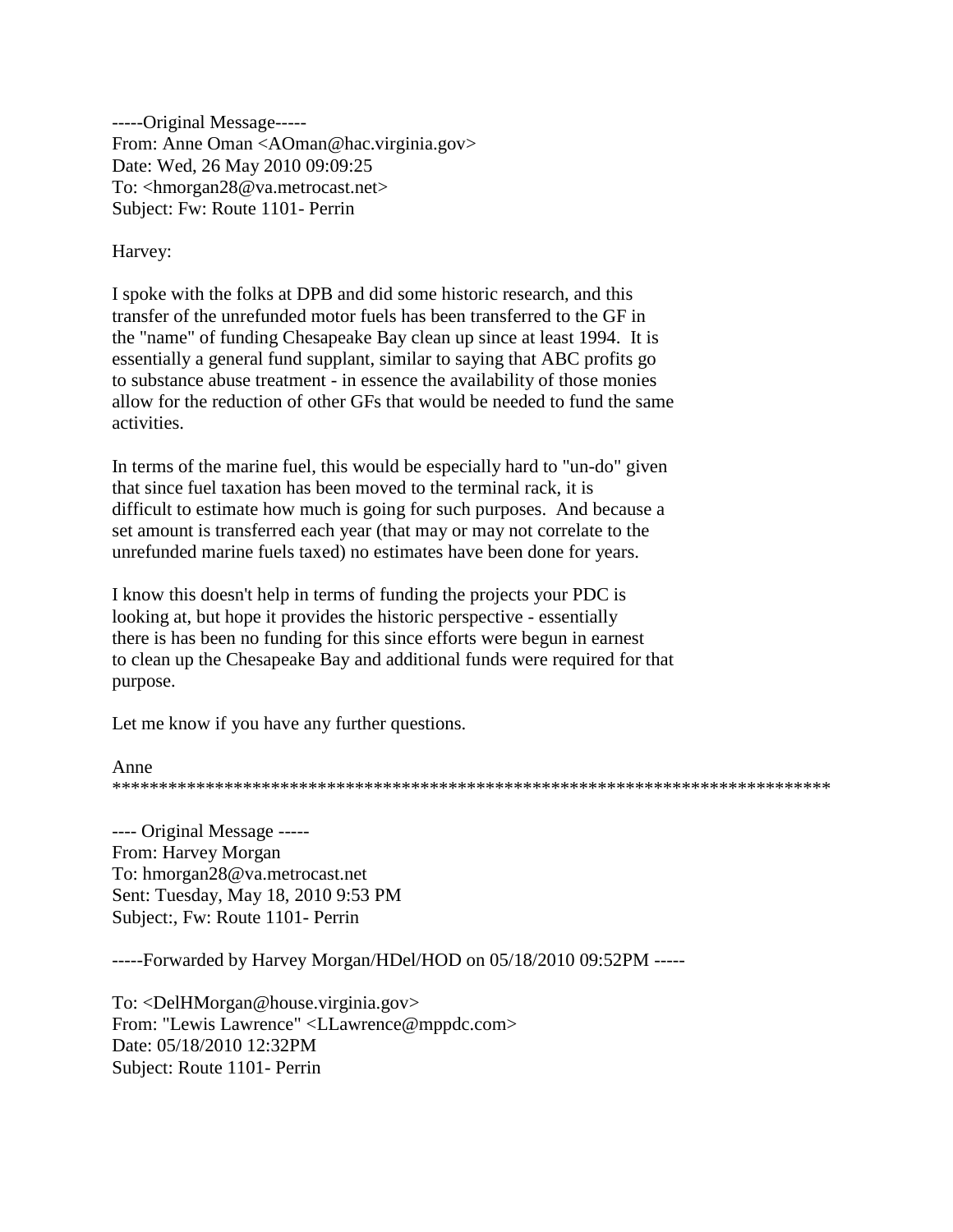-----Original Message-----
From: Anne Oman <AOman@hac.virginia.gov>
Date: Wed, 26 May 2010 09:09:25
To: <hmorgan28@va.metrocast.net>
Subject: Fw: Route 1101- Perrin

Harvey:

I spoke with the folks at DPB and did some historic research, and this transfer of the unrefunded motor fuels has been transferred to the GF in the "name" of funding Chesapeake Bay clean up since at least 1994. It is essentially a general fund supplant, similar to saying that ABC profits go to substance abuse treatment - in essence the availability of those monies allow for the reduction of other GFs that would be needed to fund the same activities.

In terms of the marine fuel, this would be especially hard to "un-do" given that since fuel taxation has been moved to the terminal rack, it is difficult to estimate how much is going for such purposes. And because a set amount is transferred each year (that may or may not correlate to the unrefunded marine fuels taxed) no estimates have been done for years.

I know this doesn't help in terms of funding the projects your PDC is looking at, but hope it provides the historic perspective - essentially there is has been no funding for this since efforts were begun in earnest to clean up the Chesapeake Bay and additional funds were required for that purpose.

Let me know if you have any further questions.

Anne
*******************************************************************************

---- Original Message -----
From: Harvey Morgan
To: hmorgan28@va.metrocast.net
Sent: Tuesday, May 18, 2010 9:53 PM
Subject:, Fw: Route 1101- Perrin

-----Forwarded by Harvey Morgan/HDel/HOD on 05/18/2010 09:52PM -----

To: <DelHMorgan@house.virginia.gov>
From: "Lewis Lawrence" <LLawrence@mppdc.com>
Date: 05/18/2010 12:32PM
Subject: Route 1101- Perrin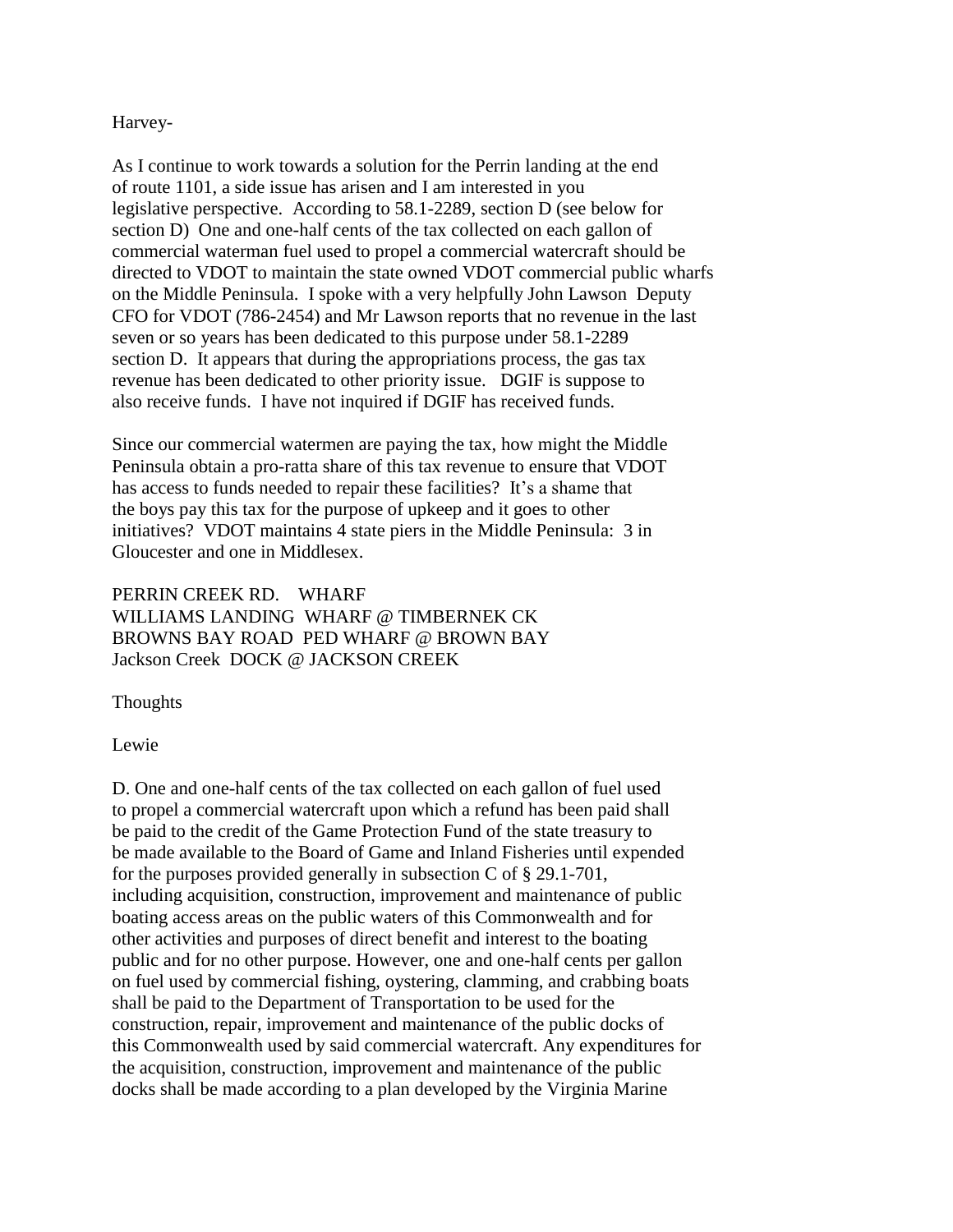Harvey-

As I continue to work towards a solution for the Perrin landing at the end of route 1101, a side issue has arisen and I am interested in you legislative perspective. According to 58.1-2289, section D (see below for section D) One and one-half cents of the tax collected on each gallon of commercial waterman fuel used to propel a commercial watercraft should be directed to VDOT to maintain the state owned VDOT commercial public wharfs on the Middle Peninsula. I spoke with a very helpfully John Lawson Deputy CFO for VDOT (786-2454) and Mr Lawson reports that no revenue in the last seven or so years has been dedicated to this purpose under 58.1-2289 section D. It appears that during the appropriations process, the gas tax revenue has been dedicated to other priority issue. DGIF is suppose to also receive funds. I have not inquired if DGIF has received funds.

Since our commercial watermen are paying the tax, how might the Middle Peninsula obtain a pro-ratta share of this tax revenue to ensure that VDOT has access to funds needed to repair these facilities? It's a shame that the boys pay this tax for the purpose of upkeep and it goes to other initiatives? VDOT maintains 4 state piers in the Middle Peninsula: 3 in Gloucester and one in Middlesex.

PERRIN CREEK RD. WHARF
WILLIAMS LANDING WHARF @ TIMBERNEK CK
BROWNS BAY ROAD PED WHARF @ BROWN BAY
Jackson Creek DOCK @ JACKSON CREEK

Thoughts

Lewie

D. One and one-half cents of the tax collected on each gallon of fuel used to propel a commercial watercraft upon which a refund has been paid shall be paid to the credit of the Game Protection Fund of the state treasury to be made available to the Board of Game and Inland Fisheries until expended for the purposes provided generally in subsection C of § 29.1-701, including acquisition, construction, improvement and maintenance of public boating access areas on the public waters of this Commonwealth and for other activities and purposes of direct benefit and interest to the boating public and for no other purpose. However, one and one-half cents per gallon on fuel used by commercial fishing, oystering, clamming, and crabbing boats shall be paid to the Department of Transportation to be used for the construction, repair, improvement and maintenance of the public docks of this Commonwealth used by said commercial watercraft. Any expenditures for the acquisition, construction, improvement and maintenance of the public docks shall be made according to a plan developed by the Virginia Marine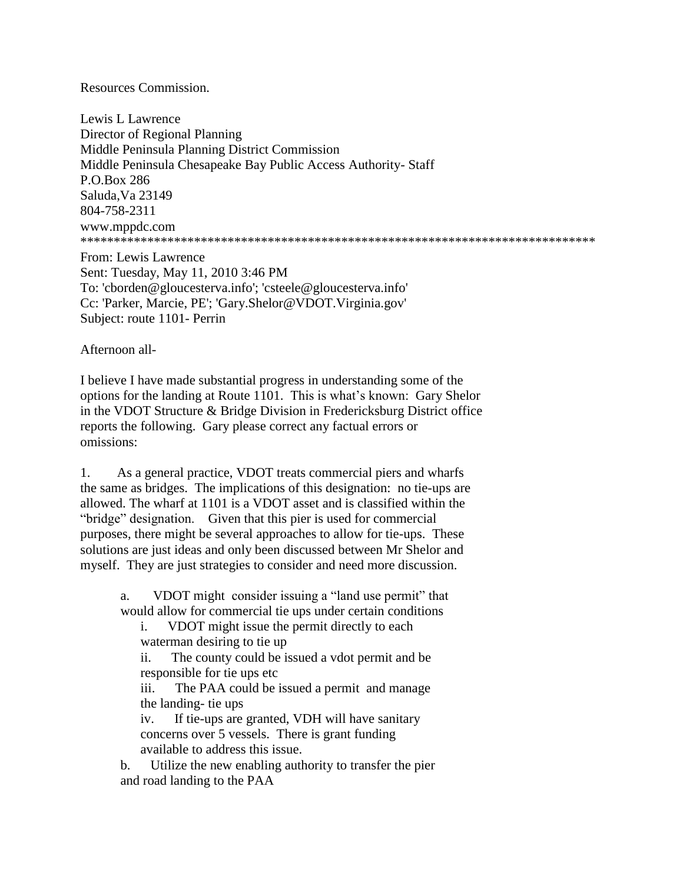Resources Commission.

Lewis L Lawrence
Director of Regional Planning
Middle Peninsula Planning District Commission
Middle Peninsula Chesapeake Bay Public Access Authority- Staff
P.O.Box 286
Saluda,Va 23149
804-758-2311
www.mppdc.com
*******************************************************************************

From: Lewis Lawrence
Sent: Tuesday, May 11, 2010 3:46 PM
To: 'cborden@gloucesterva.info'; 'csteele@gloucesterva.info'
Cc: 'Parker, Marcie, PE'; 'Gary.Shelor@VDOT.Virginia.gov'
Subject: route 1101- Perrin

Afternoon all-

I believe I have made substantial progress in understanding some of the options for the landing at Route 1101. This is what's known: Gary Shelor in the VDOT Structure & Bridge Division in Fredericksburg District office reports the following. Gary please correct any factual errors or omissions:

1. As a general practice, VDOT treats commercial piers and wharfs the same as bridges. The implications of this designation: no tie-ups are allowed. The wharf at 1101 is a VDOT asset and is classified within the "bridge" designation. Given that this pier is used for commercial purposes, there might be several approaches to allow for tie-ups. These solutions are just ideas and only been discussed between Mr Shelor and myself. They are just strategies to consider and need more discussion.

    a. VDOT might consider issuing a "land use permit" that would allow for commercial tie ups under certain conditions
        i. VDOT might issue the permit directly to each waterman desiring to tie up
        ii. The county could be issued a vdot permit and be responsible for tie ups etc
        iii. The PAA could be issued a permit and manage the landing- tie ups
        iv. If tie-ups are granted, VDH will have sanitary concerns over 5 vessels. There is grant funding available to address this issue.
    b. Utilize the new enabling authority to transfer the pier and road landing to the PAA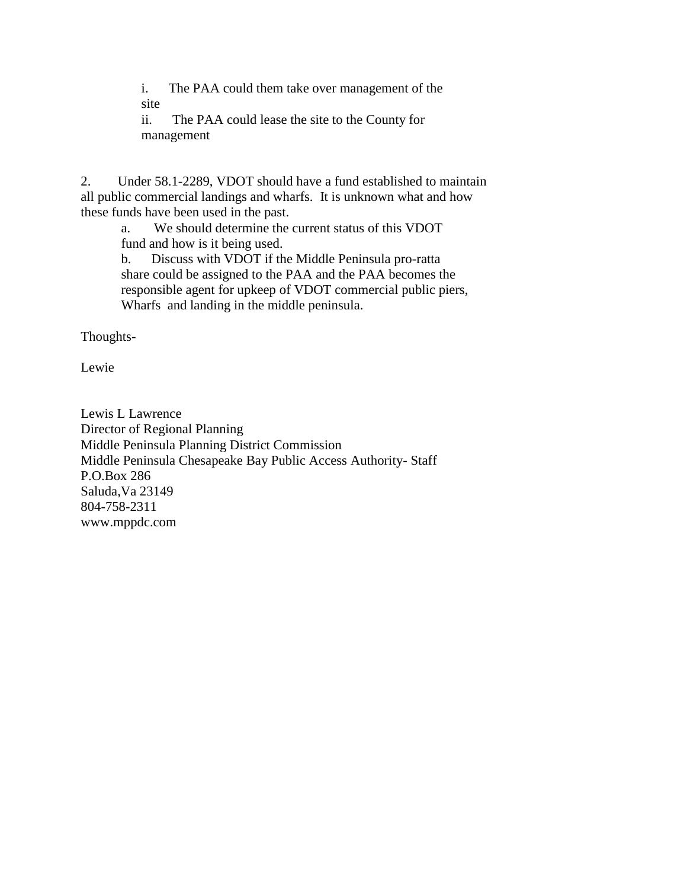i. The PAA could them take over management of the site

ii. The PAA could lease the site to the County for management

2. Under 58.1-2289, VDOT should have a fund established to maintain all public commercial landings and wharfs. It is unknown what and how these funds have been used in the past.

   a. We should determine the current status of this VDOT fund and how is it being used.

   b. Discuss with VDOT if the Middle Peninsula pro-ratta share could be assigned to the PAA and the PAA becomes the responsible agent for upkeep of VDOT commercial public piers, Wharfs and landing in the middle peninsula.

Thoughts-

Lewie

Lewis L Lawrence
Director of Regional Planning
Middle Peninsula Planning District Commission
Middle Peninsula Chesapeake Bay Public Access Authority- Staff
P.O.Box 286
Saluda,Va 23149
804-758-2311
www.mppdc.com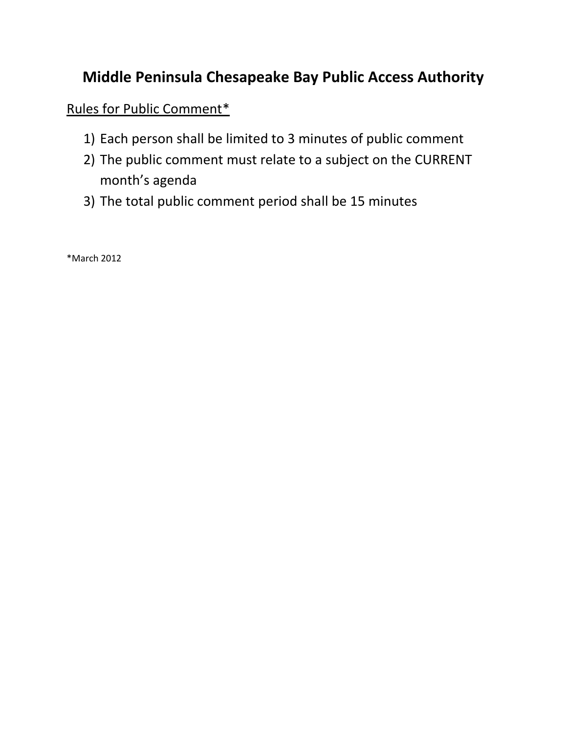# Middle Peninsula Chesapeake Bay Public Access Authority

<u>Rules for Public Comment*</u>

1) Each person shall be limited to 3 minutes of public comment
2) The public comment must relate to a subject on the CURRENT month's agenda
3) The total public comment period shall be 15 minutes

*March 2012